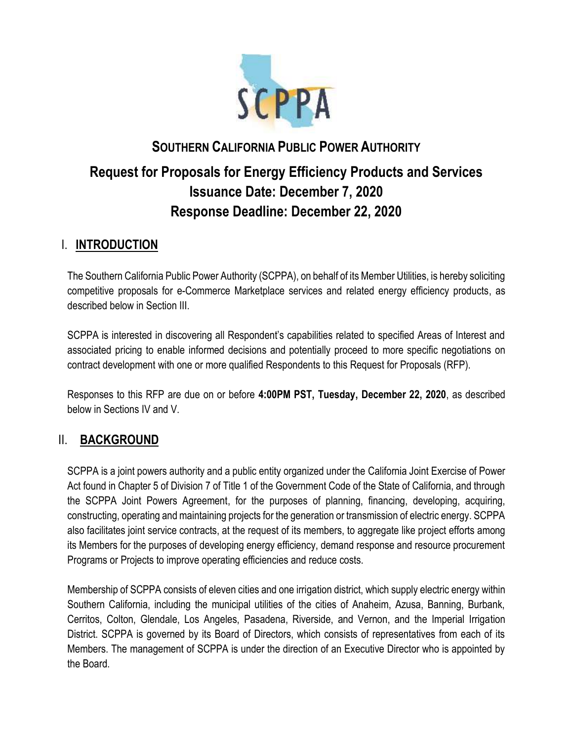# SOUTHERN CALIFORNIA PUBLIC POWER AUTHORITY

## Request for Proposals for Energy Efficiency Products and Services
## Issuance Date: December 7, 2020
## Response Deadline: December 22, 2020

## I. INTRODUCTION

The Southern California Public Power Authority (SCPPA), on behalf of its Member Utilities, is hereby soliciting competitive proposals for e-Commerce Marketplace services and related energy efficiency products, as described below in Section III.

SCPPA is interested in discovering all Respondent's capabilities related to specified Areas of Interest and associated pricing to enable informed decisions and potentially proceed to more specific negotiations on contract development with one or more qualified Respondents to this Request for Proposals (RFP).

Responses to this RFP are due on or before **4:00PM PST, Tuesday, December 22, 2020**, as described below in Sections IV and V.

## II. BACKGROUND

SCPPA is a joint powers authority and a public entity organized under the California Joint Exercise of Power Act found in Chapter 5 of Division 7 of Title 1 of the Government Code of the State of California, and through the SCPPA Joint Powers Agreement, for the purposes of planning, financing, developing, acquiring, constructing, operating and maintaining projects for the generation or transmission of electric energy. SCPPA also facilitates joint service contracts, at the request of its members, to aggregate like project efforts among its Members for the purposes of developing energy efficiency, demand response and resource procurement Programs or Projects to improve operating efficiencies and reduce costs.

Membership of SCPPA consists of eleven cities and one irrigation district, which supply electric energy within Southern California, including the municipal utilities of the cities of Anaheim, Azusa, Banning, Burbank, Cerritos, Colton, Glendale, Los Angeles, Pasadena, Riverside, and Vernon, and the Imperial Irrigation District. SCPPA is governed by its Board of Directors, which consists of representatives from each of its Members. The management of SCPPA is under the direction of an Executive Director who is appointed by the Board.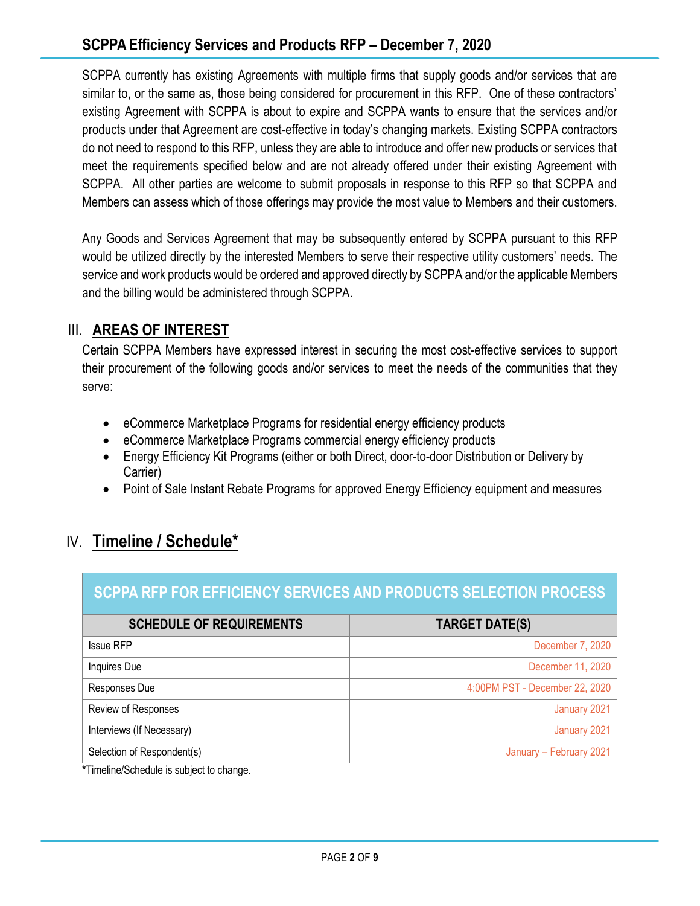SCPPA currently has existing Agreements with multiple firms that supply goods and/or services that are similar to, or the same as, those being considered for procurement in this RFP. One of these contractors' existing Agreement with SCPPA is about to expire and SCPPA wants to ensure that the services and/or products under that Agreement are cost-effective in today's changing markets. Existing SCPPA contractors do not need to respond to this RFP, unless they are able to introduce and offer new products or services that meet the requirements specified below and are not already offered under their existing Agreement with SCPPA. All other parties are welcome to submit proposals in response to this RFP so that SCPPA and Members can assess which of those offerings may provide the most value to Members and their customers.

Any Goods and Services Agreement that may be subsequently entered by SCPPA pursuant to this RFP would be utilized directly by the interested Members to serve their respective utility customers' needs. The service and work products would be ordered and approved directly by SCPPA and/or the applicable Members and the billing would be administered through SCPPA.

## III. AREAS OF INTEREST

Certain SCPPA Members have expressed interest in securing the most cost-effective services to support their procurement of the following goods and/or services to meet the needs of the communities that they serve:

- eCommerce Marketplace Programs for residential energy efficiency products
- eCommerce Marketplace Programs commercial energy efficiency products
- Energy Efficiency Kit Programs (either or both Direct, door-to-door Distribution or Delivery by Carrier)
- Point of Sale Instant Rebate Programs for approved Energy Efficiency equipment and measures

## IV. Timeline / Schedule*

| SCPPA RFP FOR EFFICIENCY SERVICES AND PRODUCTS SELECTION PROCESS | |
|---|---|
| **SCHEDULE OF REQUIREMENTS** | **TARGET DATE(S)** |
| Issue RFP | December 7, 2020 |
| Inquires Due | December 11, 2020 |
| Responses Due | 4:00PM PST - December 22, 2020 |
| Review of Responses | January 2021 |
| Interviews (If Necessary) | January 2021 |
| Selection of Respondent(s) | January – February 2021 |

*Timeline/Schedule is subject to change.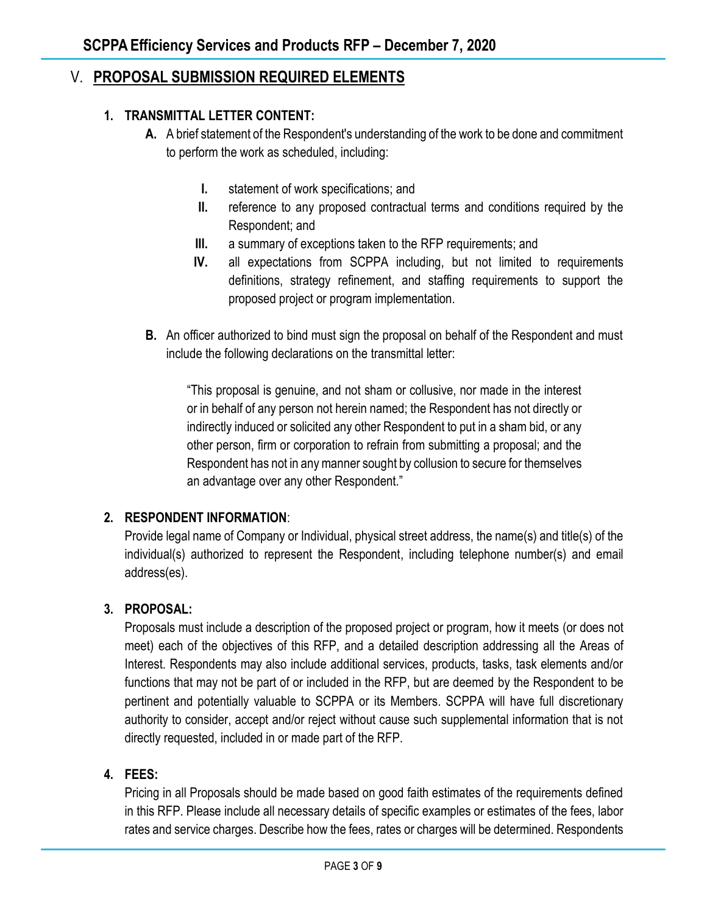## V. PROPOSAL SUBMISSION REQUIRED ELEMENTS

**1. TRANSMITTAL LETTER CONTENT:**

**A.** A brief statement of the Respondent's understanding of the work to be done and commitment to perform the work as scheduled, including:

- **I.** statement of work specifications; and
- **II.** reference to any proposed contractual terms and conditions required by the Respondent; and
- **III.** a summary of exceptions taken to the RFP requirements; and
- **IV.** all expectations from SCPPA including, but not limited to requirements definitions, strategy refinement, and staffing requirements to support the proposed project or program implementation.

**B.** An officer authorized to bind must sign the proposal on behalf of the Respondent and must include the following declarations on the transmittal letter:

> "This proposal is genuine, and not sham or collusive, nor made in the interest or in behalf of any person not herein named; the Respondent has not directly or indirectly induced or solicited any other Respondent to put in a sham bid, or any other person, firm or corporation to refrain from submitting a proposal; and the Respondent has not in any manner sought by collusion to secure for themselves an advantage over any other Respondent."

**2. RESPONDENT INFORMATION**:

Provide legal name of Company or Individual, physical street address, the name(s) and title(s) of the individual(s) authorized to represent the Respondent, including telephone number(s) and email address(es).

**3. PROPOSAL:**

Proposals must include a description of the proposed project or program, how it meets (or does not meet) each of the objectives of this RFP, and a detailed description addressing all the Areas of Interest. Respondents may also include additional services, products, tasks, task elements and/or functions that may not be part of or included in the RFP, but are deemed by the Respondent to be pertinent and potentially valuable to SCPPA or its Members. SCPPA will have full discretionary authority to consider, accept and/or reject without cause such supplemental information that is not directly requested, included in or made part of the RFP.

**4. FEES:**

Pricing in all Proposals should be made based on good faith estimates of the requirements defined in this RFP. Please include all necessary details of specific examples or estimates of the fees, labor rates and service charges. Describe how the fees, rates or charges will be determined. Respondents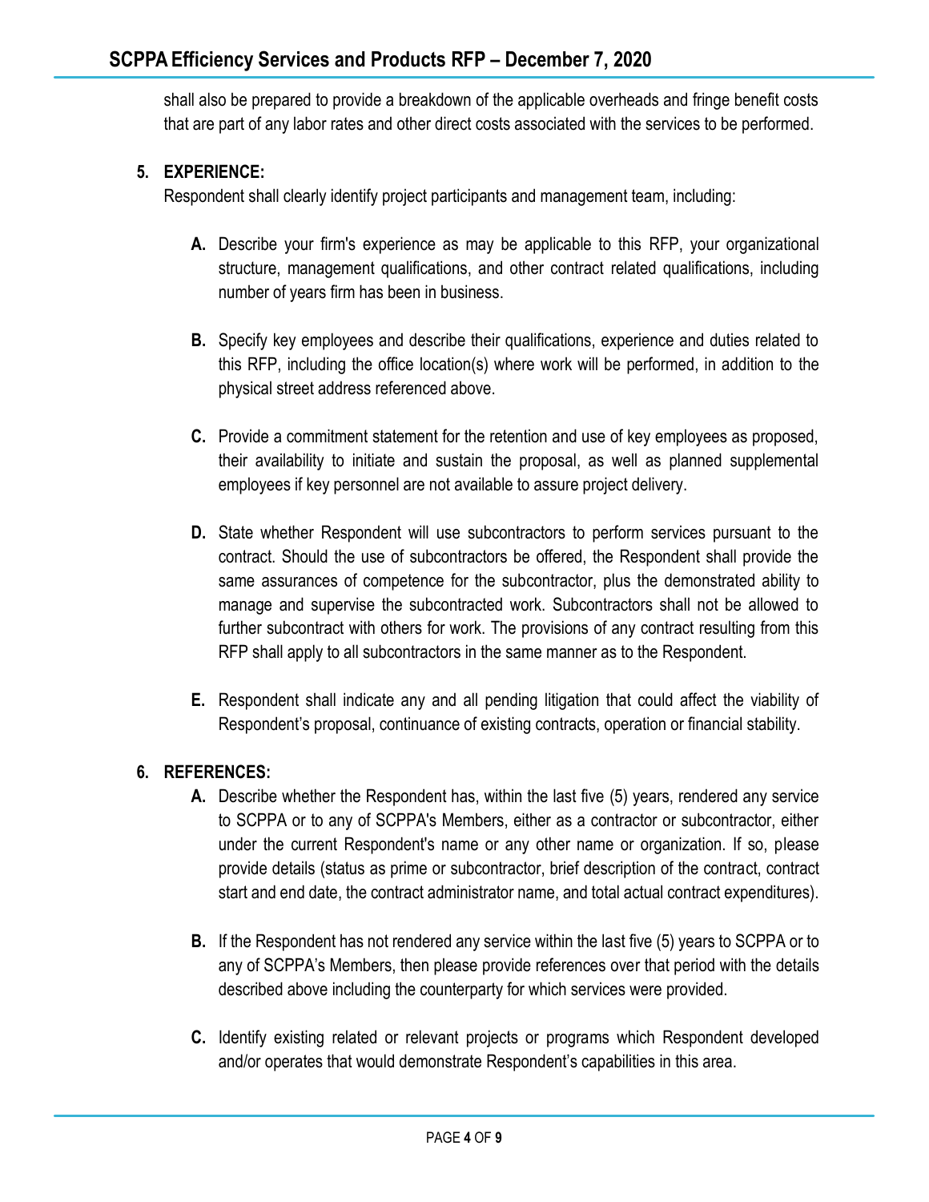shall also be prepared to provide a breakdown of the applicable overheads and fringe benefit costs that are part of any labor rates and other direct costs associated with the services to be performed.

**5. EXPERIENCE:**

Respondent shall clearly identify project participants and management team, including:

**A.** Describe your firm's experience as may be applicable to this RFP, your organizational structure, management qualifications, and other contract related qualifications, including number of years firm has been in business.

**B.** Specify key employees and describe their qualifications, experience and duties related to this RFP, including the office location(s) where work will be performed, in addition to the physical street address referenced above.

**C.** Provide a commitment statement for the retention and use of key employees as proposed, their availability to initiate and sustain the proposal, as well as planned supplemental employees if key personnel are not available to assure project delivery.

**D.** State whether Respondent will use subcontractors to perform services pursuant to the contract. Should the use of subcontractors be offered, the Respondent shall provide the same assurances of competence for the subcontractor, plus the demonstrated ability to manage and supervise the subcontracted work. Subcontractors shall not be allowed to further subcontract with others for work. The provisions of any contract resulting from this RFP shall apply to all subcontractors in the same manner as to the Respondent.

**E.** Respondent shall indicate any and all pending litigation that could affect the viability of Respondent's proposal, continuance of existing contracts, operation or financial stability.

**6. REFERENCES:**

**A.** Describe whether the Respondent has, within the last five (5) years, rendered any service to SCPPA or to any of SCPPA's Members, either as a contractor or subcontractor, either under the current Respondent's name or any other name or organization. If so, please provide details (status as prime or subcontractor, brief description of the contract, contract start and end date, the contract administrator name, and total actual contract expenditures).

**B.** If the Respondent has not rendered any service within the last five (5) years to SCPPA or to any of SCPPA's Members, then please provide references over that period with the details described above including the counterparty for which services were provided.

**C.** Identify existing related or relevant projects or programs which Respondent developed and/or operates that would demonstrate Respondent's capabilities in this area.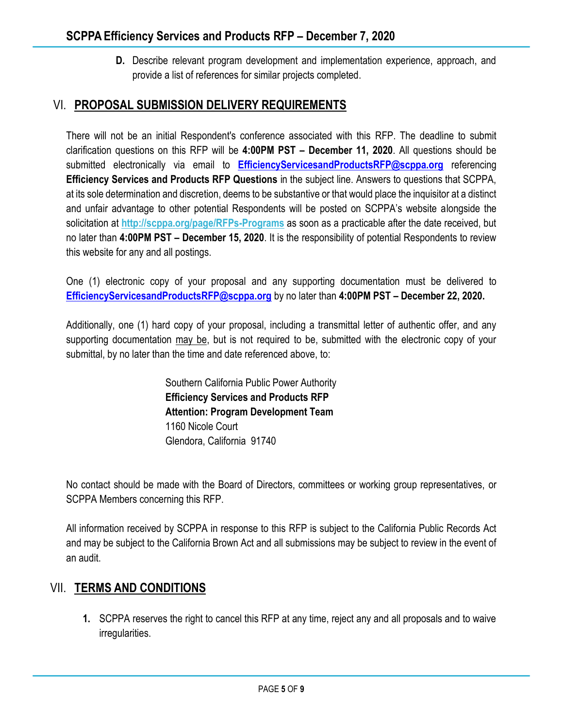**D.** Describe relevant program development and implementation experience, approach, and provide a list of references for similar projects completed.

## VI. PROPOSAL SUBMISSION DELIVERY REQUIREMENTS

There will not be an initial Respondent's conference associated with this RFP. The deadline to submit clarification questions on this RFP will be **4:00PM PST – December 11, 2020**. All questions should be submitted electronically via email to **EfficiencyServicesandProductsRFP@scppa.org** referencing **Efficiency Services and Products RFP Questions** in the subject line. Answers to questions that SCPPA, at its sole determination and discretion, deems to be substantive or that would place the inquisitor at a distinct and unfair advantage to other potential Respondents will be posted on SCPPA's website alongside the solicitation at **http://scppa.org/page/RFPs-Programs** as soon as a practicable after the date received, but no later than **4:00PM PST – December 15, 2020**. It is the responsibility of potential Respondents to review this website for any and all postings.

One (1) electronic copy of your proposal and any supporting documentation must be delivered to **EfficiencyServicesandProductsRFP@scppa.org** by no later than **4:00PM PST – December 22, 2020.**

Additionally, one (1) hard copy of your proposal, including a transmittal letter of authentic offer, and any supporting documentation may be, but is not required to be, submitted with the electronic copy of your submittal, by no later than the time and date referenced above, to:

Southern California Public Power Authority
**Efficiency Services and Products RFP**
**Attention: Program Development Team**
1160 Nicole Court
Glendora, California 91740

No contact should be made with the Board of Directors, committees or working group representatives, or SCPPA Members concerning this RFP.

All information received by SCPPA in response to this RFP is subject to the California Public Records Act and may be subject to the California Brown Act and all submissions may be subject to review in the event of an audit.

## VII. TERMS AND CONDITIONS

1. SCPPA reserves the right to cancel this RFP at any time, reject any and all proposals and to waive irregularities.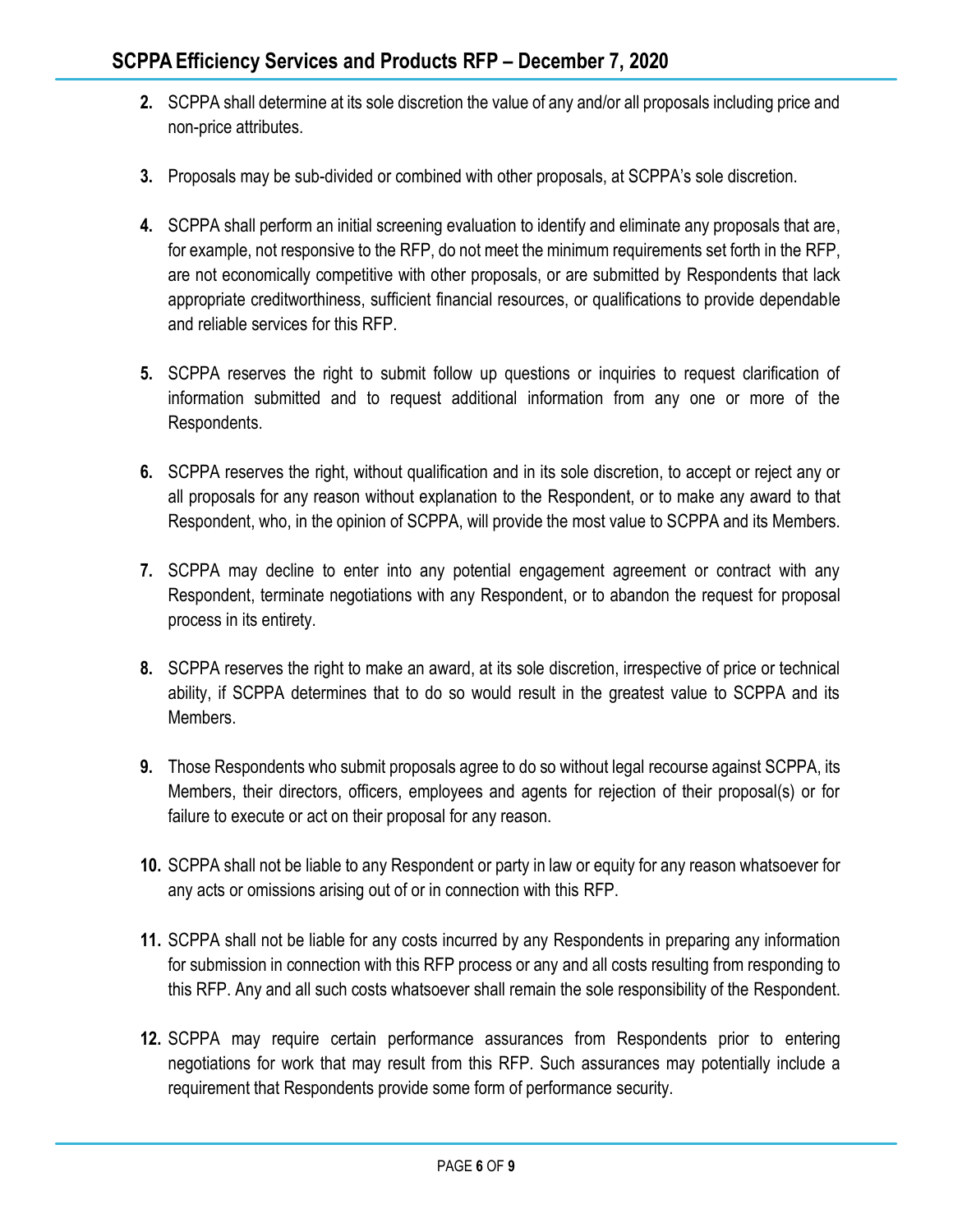2. SCPPA shall determine at its sole discretion the value of any and/or all proposals including price and non-price attributes.

3. Proposals may be sub-divided or combined with other proposals, at SCPPA's sole discretion.

4. SCPPA shall perform an initial screening evaluation to identify and eliminate any proposals that are, for example, not responsive to the RFP, do not meet the minimum requirements set forth in the RFP, are not economically competitive with other proposals, or are submitted by Respondents that lack appropriate creditworthiness, sufficient financial resources, or qualifications to provide dependable and reliable services for this RFP.

5. SCPPA reserves the right to submit follow up questions or inquiries to request clarification of information submitted and to request additional information from any one or more of the Respondents.

6. SCPPA reserves the right, without qualification and in its sole discretion, to accept or reject any or all proposals for any reason without explanation to the Respondent, or to make any award to that Respondent, who, in the opinion of SCPPA, will provide the most value to SCPPA and its Members.

7. SCPPA may decline to enter into any potential engagement agreement or contract with any Respondent, terminate negotiations with any Respondent, or to abandon the request for proposal process in its entirety.

8. SCPPA reserves the right to make an award, at its sole discretion, irrespective of price or technical ability, if SCPPA determines that to do so would result in the greatest value to SCPPA and its Members.

9. Those Respondents who submit proposals agree to do so without legal recourse against SCPPA, its Members, their directors, officers, employees and agents for rejection of their proposal(s) or for failure to execute or act on their proposal for any reason.

10. SCPPA shall not be liable to any Respondent or party in law or equity for any reason whatsoever for any acts or omissions arising out of or in connection with this RFP.

11. SCPPA shall not be liable for any costs incurred by any Respondents in preparing any information for submission in connection with this RFP process or any and all costs resulting from responding to this RFP. Any and all such costs whatsoever shall remain the sole responsibility of the Respondent.

12. SCPPA may require certain performance assurances from Respondents prior to entering negotiations for work that may result from this RFP. Such assurances may potentially include a requirement that Respondents provide some form of performance security.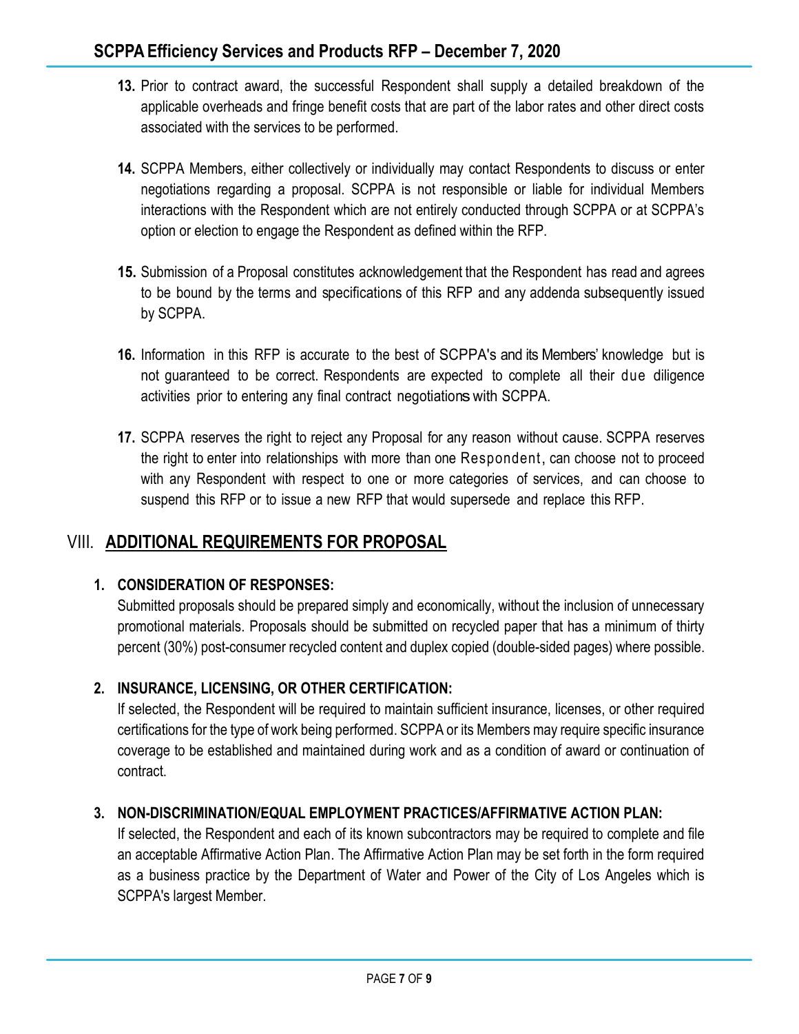13. Prior to contract award, the successful Respondent shall supply a detailed breakdown of the applicable overheads and fringe benefit costs that are part of the labor rates and other direct costs associated with the services to be performed.

14. SCPPA Members, either collectively or individually may contact Respondents to discuss or enter negotiations regarding a proposal. SCPPA is not responsible or liable for individual Members interactions with the Respondent which are not entirely conducted through SCPPA or at SCPPA's option or election to engage the Respondent as defined within the RFP.

15. Submission of a Proposal constitutes acknowledgement that the Respondent has read and agrees to be bound by the terms and specifications of this RFP and any addenda subsequently issued by SCPPA.

16. Information in this RFP is accurate to the best of SCPPA's and its Members' knowledge but is not guaranteed to be correct. Respondents are expected to complete all their due diligence activities prior to entering any final contract negotiations with SCPPA.

17. SCPPA reserves the right to reject any Proposal for any reason without cause. SCPPA reserves the right to enter into relationships with more than one Respondent, can choose not to proceed with any Respondent with respect to one or more categories of services, and can choose to suspend this RFP or to issue a new RFP that would supersede and replace this RFP.

## VIII. ADDITIONAL REQUIREMENTS FOR PROPOSAL

1. **CONSIDERATION OF RESPONSES:**
   Submitted proposals should be prepared simply and economically, without the inclusion of unnecessary promotional materials. Proposals should be submitted on recycled paper that has a minimum of thirty percent (30%) post-consumer recycled content and duplex copied (double-sided pages) where possible.

2. **INSURANCE, LICENSING, OR OTHER CERTIFICATION:**
   If selected, the Respondent will be required to maintain sufficient insurance, licenses, or other required certifications for the type of work being performed. SCPPA or its Members may require specific insurance coverage to be established and maintained during work and as a condition of award or continuation of contract.

3. **NON-DISCRIMINATION/EQUAL EMPLOYMENT PRACTICES/AFFIRMATIVE ACTION PLAN:**
   If selected, the Respondent and each of its known subcontractors may be required to complete and file an acceptable Affirmative Action Plan. The Affirmative Action Plan may be set forth in the form required as a business practice by the Department of Water and Power of the City of Los Angeles which is SCPPA's largest Member.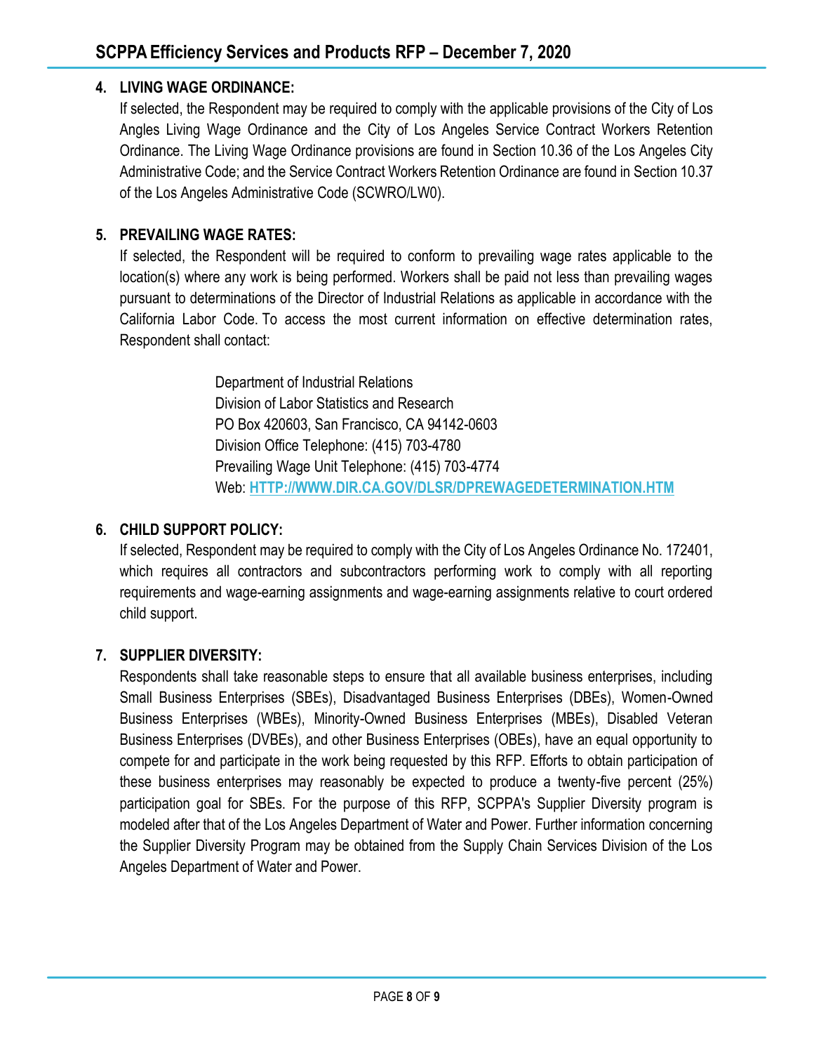**4. LIVING WAGE ORDINANCE:**

If selected, the Respondent may be required to comply with the applicable provisions of the City of Los Angles Living Wage Ordinance and the City of Los Angeles Service Contract Workers Retention Ordinance. The Living Wage Ordinance provisions are found in Section 10.36 of the Los Angeles City Administrative Code; and the Service Contract Workers Retention Ordinance are found in Section 10.37 of the Los Angeles Administrative Code (SCWRO/LW0).

**5. PREVAILING WAGE RATES:**

If selected, the Respondent will be required to conform to prevailing wage rates applicable to the location(s) where any work is being performed. Workers shall be paid not less than prevailing wages pursuant to determinations of the Director of Industrial Relations as applicable in accordance with the California Labor Code. To access the most current information on effective determination rates, Respondent shall contact:

Department of Industrial Relations
Division of Labor Statistics and Research
PO Box 420603, San Francisco, CA 94142-0603
Division Office Telephone: (415) 703-4780
Prevailing Wage Unit Telephone: (415) 703-4774
Web: **HTTP://WWW.DIR.CA.GOV/DLSR/DPREWAGEDETERMINATION.HTM**

**6. CHILD SUPPORT POLICY:**

If selected, Respondent may be required to comply with the City of Los Angeles Ordinance No. 172401, which requires all contractors and subcontractors performing work to comply with all reporting requirements and wage-earning assignments and wage-earning assignments relative to court ordered child support.

**7. SUPPLIER DIVERSITY:**

Respondents shall take reasonable steps to ensure that all available business enterprises, including Small Business Enterprises (SBEs), Disadvantaged Business Enterprises (DBEs), Women-Owned Business Enterprises (WBEs), Minority-Owned Business Enterprises (MBEs), Disabled Veteran Business Enterprises (DVBEs), and other Business Enterprises (OBEs), have an equal opportunity to compete for and participate in the work being requested by this RFP. Efforts to obtain participation of these business enterprises may reasonably be expected to produce a twenty-five percent (25%) participation goal for SBEs. For the purpose of this RFP, SCPPA's Supplier Diversity program is modeled after that of the Los Angeles Department of Water and Power. Further information concerning the Supplier Diversity Program may be obtained from the Supply Chain Services Division of the Los Angeles Department of Water and Power.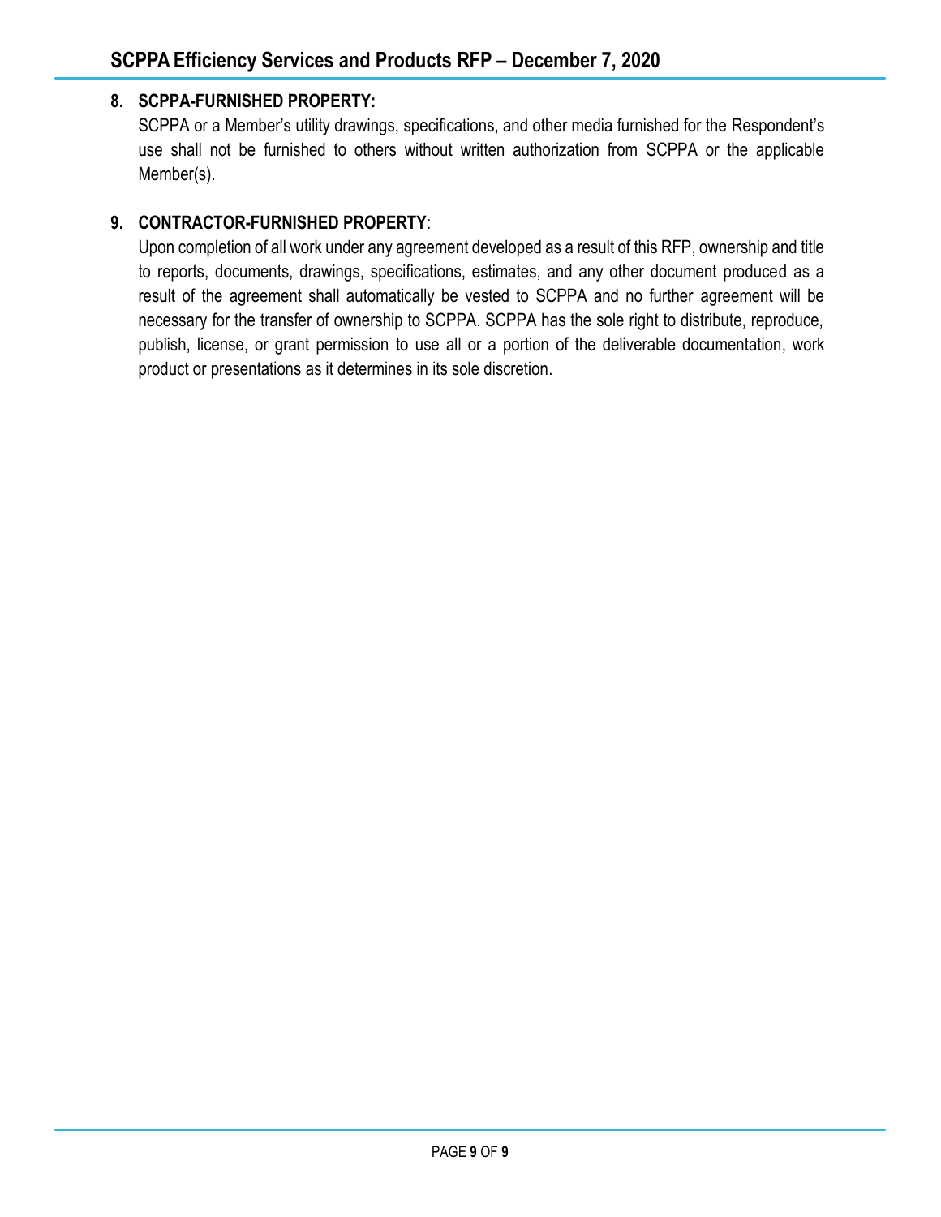8. **SCPPA-FURNISHED PROPERTY:**
   SCPPA or a Member's utility drawings, specifications, and other media furnished for the Respondent's use shall not be furnished to others without written authorization from SCPPA or the applicable Member(s).

9. **CONTRACTOR-FURNISHED PROPERTY**:
   Upon completion of all work under any agreement developed as a result of this RFP, ownership and title to reports, documents, drawings, specifications, estimates, and any other document produced as a result of the agreement shall automatically be vested to SCPPA and no further agreement will be necessary for the transfer of ownership to SCPPA. SCPPA has the sole right to distribute, reproduce, publish, license, or grant permission to use all or a portion of the deliverable documentation, work product or presentations as it determines in its sole discretion.